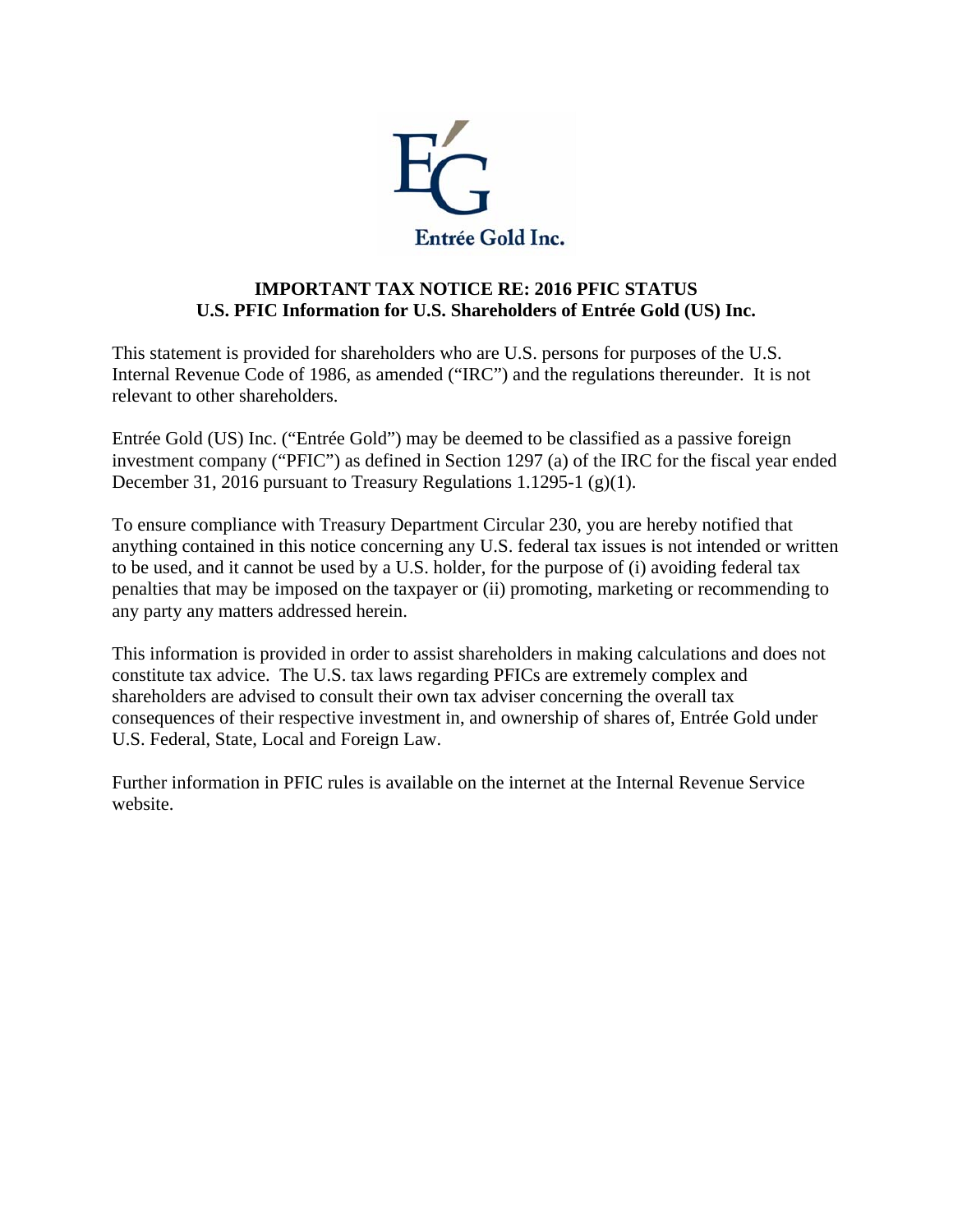Entrée Gold Inc.

**IMPORTANT TAX NOTICE RE: 2016 PFIC STATUS**
**U.S. PFIC Information for U.S. Shareholders of Entrée Gold (US) Inc.**

This statement is provided for shareholders who are U.S. persons for purposes of the U.S. Internal Revenue Code of 1986, as amended ("IRC") and the regulations thereunder. It is not relevant to other shareholders.

Entrée Gold (US) Inc. ("Entrée Gold") may be deemed to be classified as a passive foreign investment company ("PFIC") as defined in Section 1297 (a) of the IRC for the fiscal year ended December 31, 2016 pursuant to Treasury Regulations 1.1295-1 (g)(1).

To ensure compliance with Treasury Department Circular 230, you are hereby notified that anything contained in this notice concerning any U.S. federal tax issues is not intended or written to be used, and it cannot be used by a U.S. holder, for the purpose of (i) avoiding federal tax penalties that may be imposed on the taxpayer or (ii) promoting, marketing or recommending to any party any matters addressed herein.

This information is provided in order to assist shareholders in making calculations and does not constitute tax advice. The U.S. tax laws regarding PFICs are extremely complex and shareholders are advised to consult their own tax adviser concerning the overall tax consequences of their respective investment in, and ownership of shares of, Entrée Gold under U.S. Federal, State, Local and Foreign Law.

Further information in PFIC rules is available on the internet at the Internal Revenue Service website.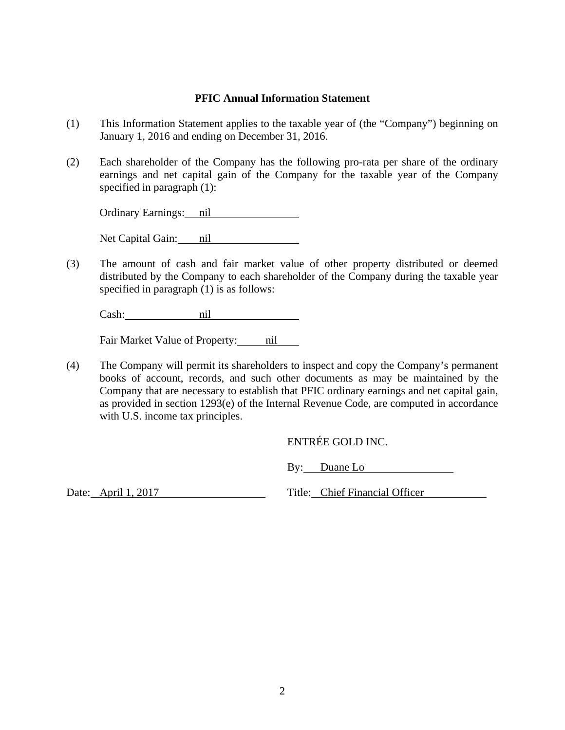**PFIC Annual Information Statement**

(1) This Information Statement applies to the taxable year of (the "Company") beginning on January 1, 2016 and ending on December 31, 2016.

(2) Each shareholder of the Company has the following pro-rata per share of the ordinary earnings and net capital gain of the Company for the taxable year of the Company specified in paragraph (1):

Ordinary Earnings: nil

Net Capital Gain: nil

(3) The amount of cash and fair market value of other property distributed or deemed distributed by the Company to each shareholder of the Company during the taxable year specified in paragraph (1) is as follows:

Cash: nil

Fair Market Value of Property: nil

(4) The Company will permit its shareholders to inspect and copy the Company's permanent books of account, records, and such other documents as may be maintained by the Company that are necessary to establish that PFIC ordinary earnings and net capital gain, as provided in section 1293(e) of the Internal Revenue Code, are computed in accordance with U.S. income tax principles.

ENTRÉE GOLD INC.

By: Duane Lo

Date: April 1, 2017

Title: Chief Financial Officer